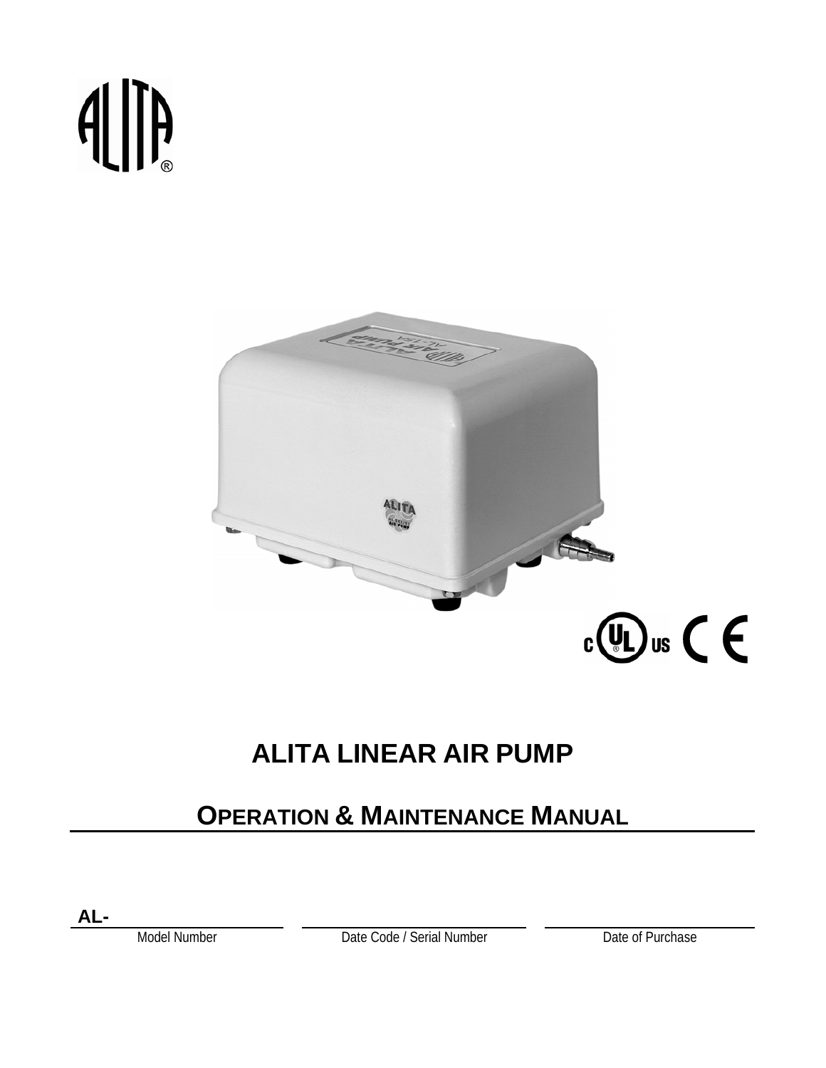# ALITA LINEAR AIR PUMP

## OPERATION & MAINTENANCE MANUAL

| AL- | | |
|---|---|---|
| Model Number | Date Code / Serial Number | Date of Purchase |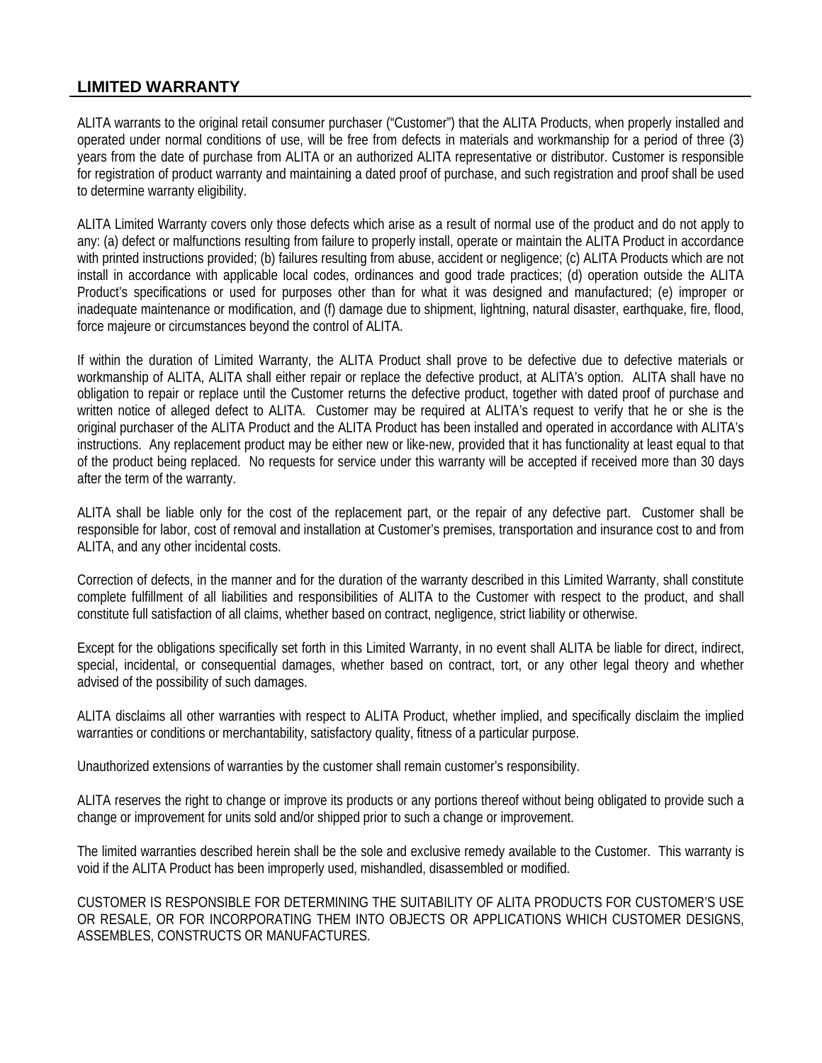## LIMITED WARRANTY

ALITA warrants to the original retail consumer purchaser ("Customer") that the ALITA Products, when properly installed and operated under normal conditions of use, will be free from defects in materials and workmanship for a period of three (3) years from the date of purchase from ALITA or an authorized ALITA representative or distributor. Customer is responsible for registration of product warranty and maintaining a dated proof of purchase, and such registration and proof shall be used to determine warranty eligibility.

ALITA Limited Warranty covers only those defects which arise as a result of normal use of the product and do not apply to any: (a) defect or malfunctions resulting from failure to properly install, operate or maintain the ALITA Product in accordance with printed instructions provided; (b) failures resulting from abuse, accident or negligence; (c) ALITA Products which are not install in accordance with applicable local codes, ordinances and good trade practices; (d) operation outside the ALITA Product's specifications or used for purposes other than for what it was designed and manufactured; (e) improper or inadequate maintenance or modification, and (f) damage due to shipment, lightning, natural disaster, earthquake, fire, flood, force majeure or circumstances beyond the control of ALITA.

If within the duration of Limited Warranty, the ALITA Product shall prove to be defective due to defective materials or workmanship of ALITA, ALITA shall either repair or replace the defective product, at ALITA's option. ALITA shall have no obligation to repair or replace until the Customer returns the defective product, together with dated proof of purchase and written notice of alleged defect to ALITA. Customer may be required at ALITA's request to verify that he or she is the original purchaser of the ALITA Product and the ALITA Product has been installed and operated in accordance with ALITA's instructions. Any replacement product may be either new or like-new, provided that it has functionality at least equal to that of the product being replaced. No requests for service under this warranty will be accepted if received more than 30 days after the term of the warranty.

ALITA shall be liable only for the cost of the replacement part, or the repair of any defective part. Customer shall be responsible for labor, cost of removal and installation at Customer's premises, transportation and insurance cost to and from ALITA, and any other incidental costs.

Correction of defects, in the manner and for the duration of the warranty described in this Limited Warranty, shall constitute complete fulfillment of all liabilities and responsibilities of ALITA to the Customer with respect to the product, and shall constitute full satisfaction of all claims, whether based on contract, negligence, strict liability or otherwise.

Except for the obligations specifically set forth in this Limited Warranty, in no event shall ALITA be liable for direct, indirect, special, incidental, or consequential damages, whether based on contract, tort, or any other legal theory and whether advised of the possibility of such damages.

ALITA disclaims all other warranties with respect to ALITA Product, whether implied, and specifically disclaim the implied warranties or conditions or merchantability, satisfactory quality, fitness of a particular purpose.

Unauthorized extensions of warranties by the customer shall remain customer's responsibility.

ALITA reserves the right to change or improve its products or any portions thereof without being obligated to provide such a change or improvement for units sold and/or shipped prior to such a change or improvement.

The limited warranties described herein shall be the sole and exclusive remedy available to the Customer. This warranty is void if the ALITA Product has been improperly used, mishandled, disassembled or modified.

CUSTOMER IS RESPONSIBLE FOR DETERMINING THE SUITABILITY OF ALITA PRODUCTS FOR CUSTOMER'S USE OR RESALE, OR FOR INCORPORATING THEM INTO OBJECTS OR APPLICATIONS WHICH CUSTOMER DESIGNS, ASSEMBLES, CONSTRUCTS OR MANUFACTURES.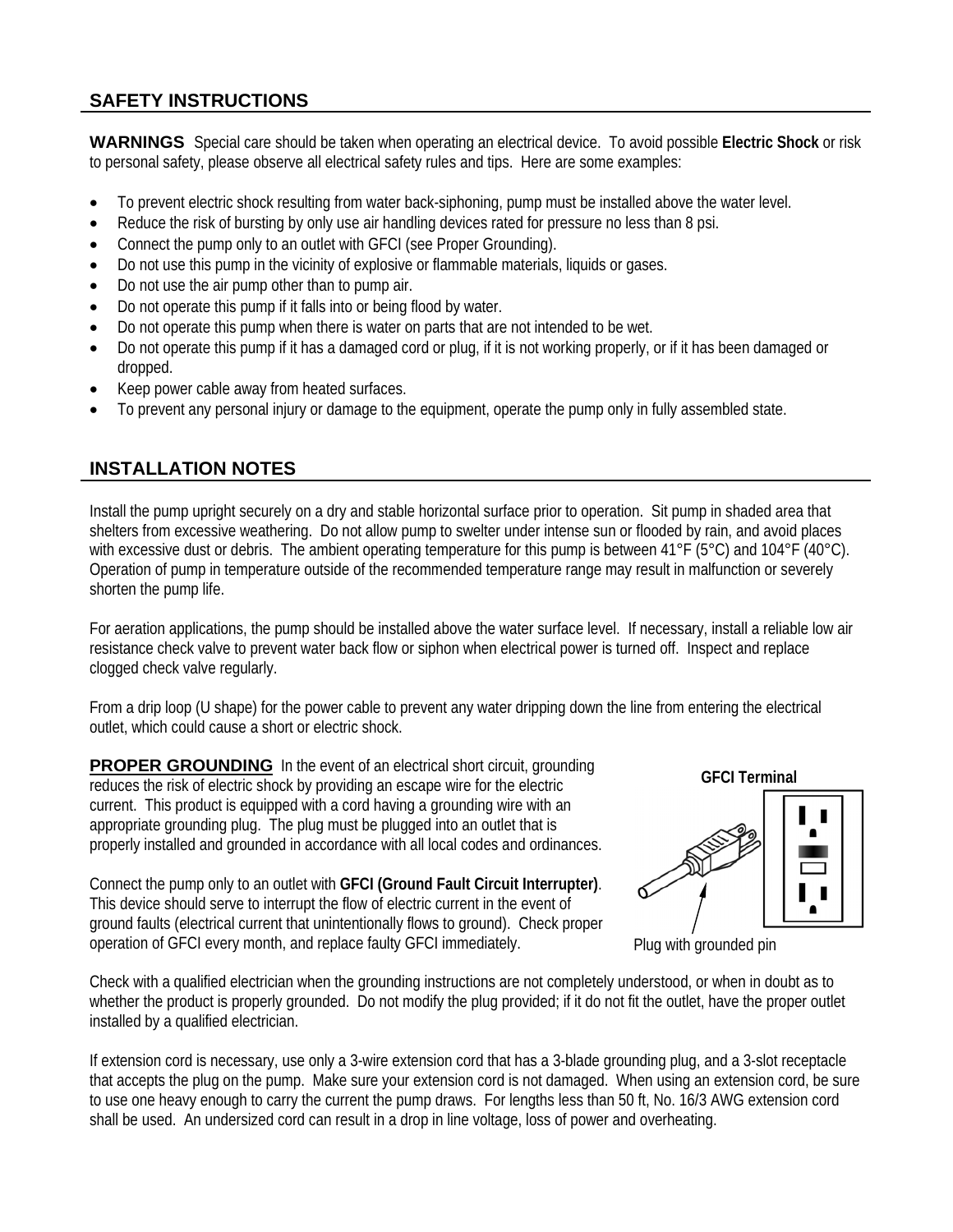## SAFETY INSTRUCTIONS

**WARNINGS** Special care should be taken when operating an electrical device. To avoid possible **Electric Shock** or risk to personal safety, please observe all electrical safety rules and tips. Here are some examples:

- To prevent electric shock resulting from water back-siphoning, pump must be installed above the water level.
- Reduce the risk of bursting by only use air handling devices rated for pressure no less than 8 psi.
- Connect the pump only to an outlet with GFCI (see Proper Grounding).
- Do not use this pump in the vicinity of explosive or flammable materials, liquids or gases.
- Do not use the air pump other than to pump air.
- Do not operate this pump if it falls into or being flood by water.
- Do not operate this pump when there is water on parts that are not intended to be wet.
- Do not operate this pump if it has a damaged cord or plug, if it is not working properly, or if it has been damaged or dropped.
- Keep power cable away from heated surfaces.
- To prevent any personal injury or damage to the equipment, operate the pump only in fully assembled state.

## INSTALLATION NOTES

Install the pump upright securely on a dry and stable horizontal surface prior to operation. Sit pump in shaded area that shelters from excessive weathering. Do not allow pump to swelter under intense sun or flooded by rain, and avoid places with excessive dust or debris. The ambient operating temperature for this pump is between 41°F (5°C) and 104°F (40°C). Operation of pump in temperature outside of the recommended temperature range may result in malfunction or severely shorten the pump life.

For aeration applications, the pump should be installed above the water surface level. If necessary, install a reliable low air resistance check valve to prevent water back flow or siphon when electrical power is turned off. Inspect and replace clogged check valve regularly.

From a drip loop (U shape) for the power cable to prevent any water dripping down the line from entering the electrical outlet, which could cause a short or electric shock.

**PROPER GROUNDING** In the event of an electrical short circuit, grounding reduces the risk of electric shock by providing an escape wire for the electric current. This product is equipped with a cord having a grounding wire with an appropriate grounding plug. The plug must be plugged into an outlet that is properly installed and grounded in accordance with all local codes and ordinances.

Connect the pump only to an outlet with **GFCI (Ground Fault Circuit Interrupter)**. This device should serve to interrupt the flow of electric current in the event of ground faults (electrical current that unintentionally flows to ground). Check proper operation of GFCI every month, and replace faulty GFCI immediately.

**GFCI Terminal**

Plug with grounded pin

Check with a qualified electrician when the grounding instructions are not completely understood, or when in doubt as to whether the product is properly grounded. Do not modify the plug provided; if it do not fit the outlet, have the proper outlet installed by a qualified electrician.

If extension cord is necessary, use only a 3-wire extension cord that has a 3-blade grounding plug, and a 3-slot receptacle that accepts the plug on the pump. Make sure your extension cord is not damaged. When using an extension cord, be sure to use one heavy enough to carry the current the pump draws. For lengths less than 50 ft, No. 16/3 AWG extension cord shall be used. An undersized cord can result in a drop in line voltage, loss of power and overheating.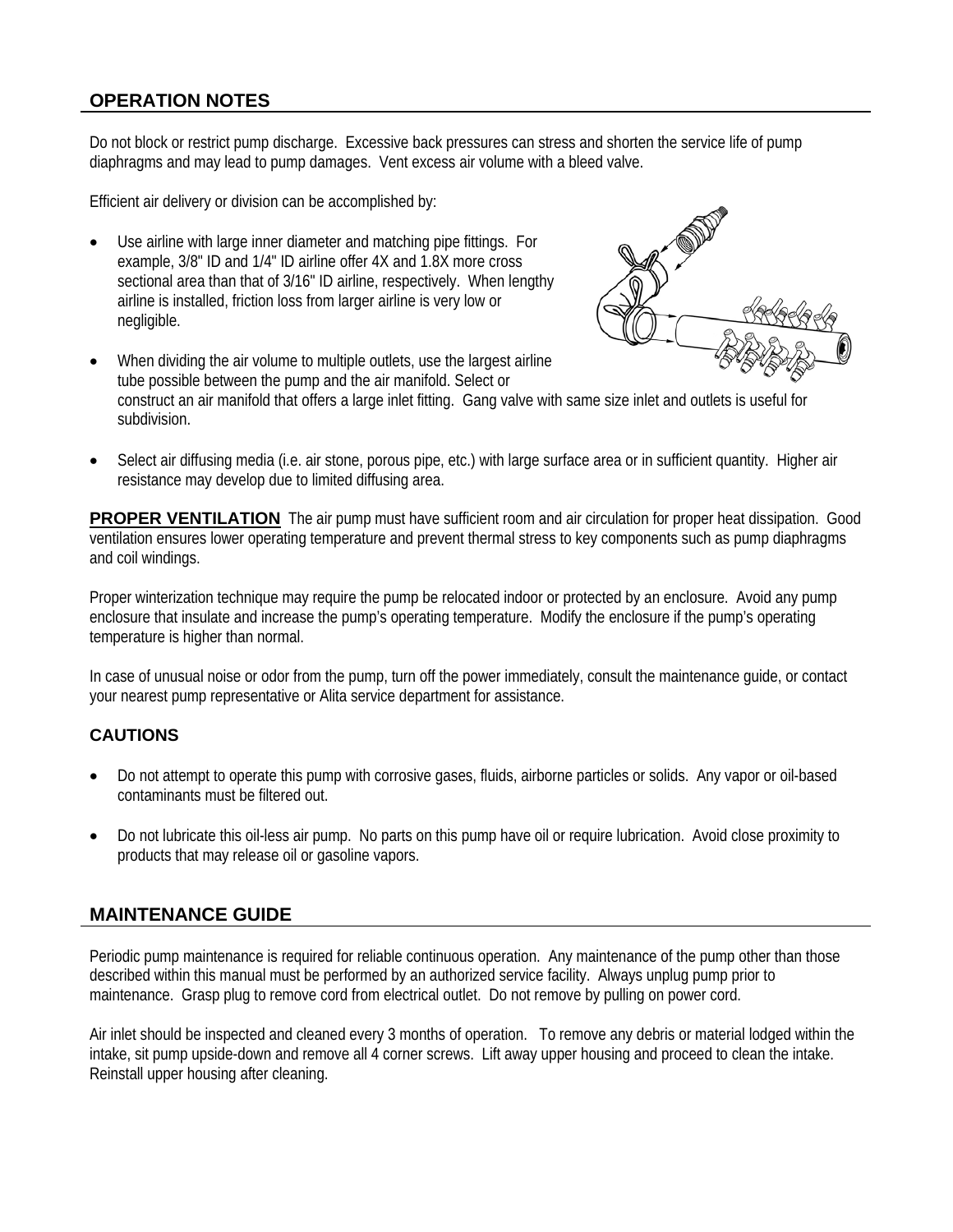## OPERATION NOTES

Do not block or restrict pump discharge. Excessive back pressures can stress and shorten the service life of pump diaphragms and may lead to pump damages. Vent excess air volume with a bleed valve.

Efficient air delivery or division can be accomplished by:

- Use airline with large inner diameter and matching pipe fittings. For example, 3/8" ID and 1/4" ID airline offer 4X and 1.8X more cross sectional area than that of 3/16" ID airline, respectively. When lengthy airline is installed, friction loss from larger airline is very low or negligible.
- When dividing the air volume to multiple outlets, use the largest airline tube possible between the pump and the air manifold. Select or construct an air manifold that offers a large inlet fitting. Gang valve with same size inlet and outlets is useful for subdivision.
- Select air diffusing media (i.e. air stone, porous pipe, etc.) with large surface area or in sufficient quantity. Higher air resistance may develop due to limited diffusing area.

**PROPER VENTILATION** The air pump must have sufficient room and air circulation for proper heat dissipation. Good ventilation ensures lower operating temperature and prevent thermal stress to key components such as pump diaphragms and coil windings.

Proper winterization technique may require the pump be relocated indoor or protected by an enclosure. Avoid any pump enclosure that insulate and increase the pump's operating temperature. Modify the enclosure if the pump's operating temperature is higher than normal.

In case of unusual noise or odor from the pump, turn off the power immediately, consult the maintenance guide, or contact your nearest pump representative or Alita service department for assistance.

### CAUTIONS

- Do not attempt to operate this pump with corrosive gases, fluids, airborne particles or solids. Any vapor or oil-based contaminants must be filtered out.
- Do not lubricate this oil-less air pump. No parts on this pump have oil or require lubrication. Avoid close proximity to products that may release oil or gasoline vapors.

## MAINTENANCE GUIDE

Periodic pump maintenance is required for reliable continuous operation. Any maintenance of the pump other than those described within this manual must be performed by an authorized service facility. Always unplug pump prior to maintenance. Grasp plug to remove cord from electrical outlet. Do not remove by pulling on power cord.

Air inlet should be inspected and cleaned every 3 months of operation. To remove any debris or material lodged within the intake, sit pump upside-down and remove all 4 corner screws. Lift away upper housing and proceed to clean the intake. Reinstall upper housing after cleaning.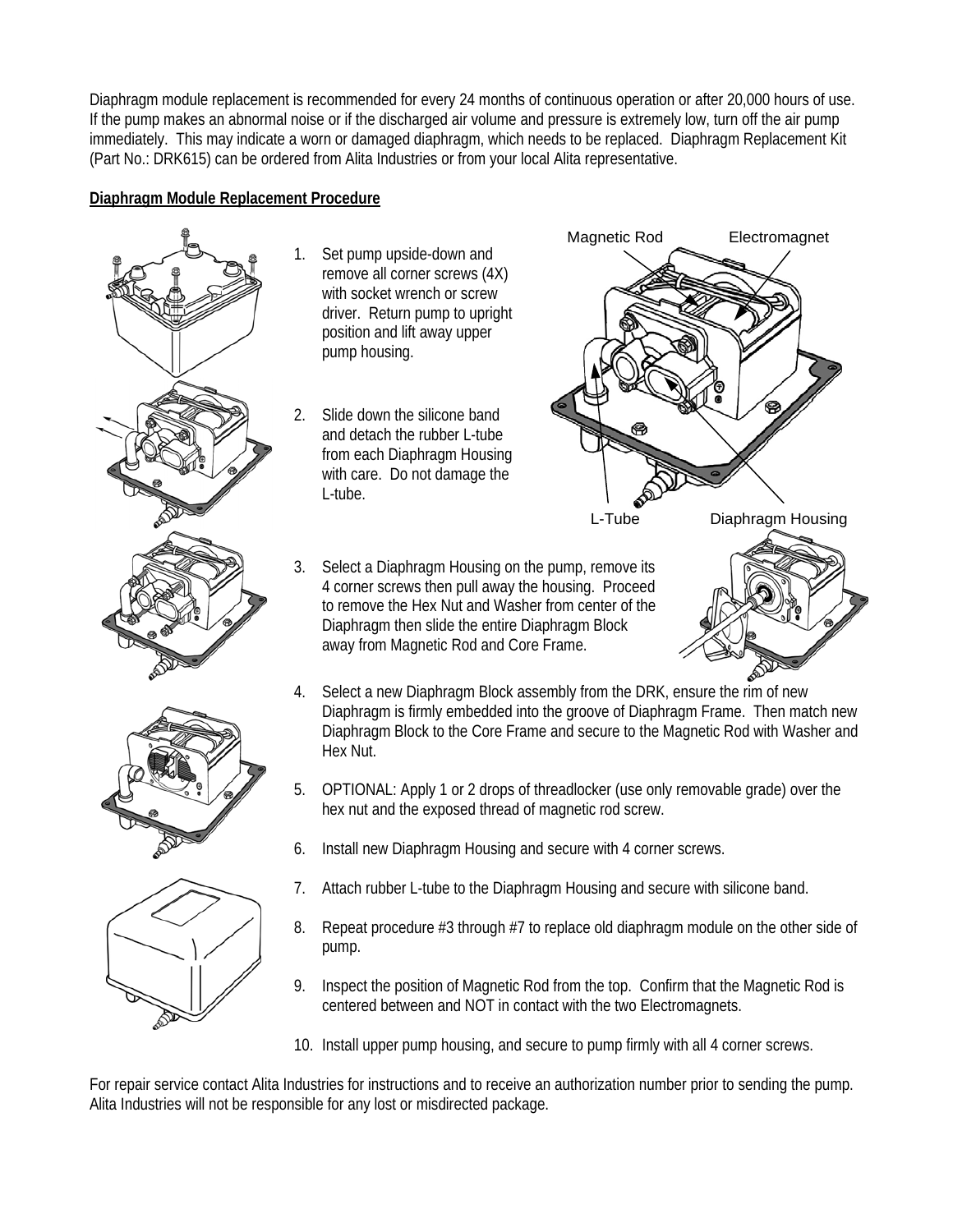Diaphragm module replacement is recommended for every 24 months of continuous operation or after 20,000 hours of use. If the pump makes an abnormal noise or if the discharged air volume and pressure is extremely low, turn off the air pump immediately. This may indicate a worn or damaged diaphragm, which needs to be replaced. Diaphragm Replacement Kit (Part No.: DRK615) can be ordered from Alita Industries or from your local Alita representative.

**Diaphragm Module Replacement Procedure**

1. Set pump upside-down and remove all corner screws (4X) with socket wrench or screw driver. Return pump to upright position and lift away upper pump housing.

2. Slide down the silicone band and detach the rubber L-tube from each Diaphragm Housing with care. Do not damage the L-tube.

Magnetic Rod    Electromagnet

L-Tube    Diaphragm Housing

3. Select a Diaphragm Housing on the pump, remove its 4 corner screws then pull away the housing. Proceed to remove the Hex Nut and Washer from center of the Diaphragm then slide the entire Diaphragm Block away from Magnetic Rod and Core Frame.

4. Select a new Diaphragm Block assembly from the DRK, ensure the rim of new Diaphragm is firmly embedded into the groove of Diaphragm Frame. Then match new Diaphragm Block to the Core Frame and secure to the Magnetic Rod with Washer and Hex Nut.

5. OPTIONAL: Apply 1 or 2 drops of threadlocker (use only removable grade) over the hex nut and the exposed thread of magnetic rod screw.

6. Install new Diaphragm Housing and secure with 4 corner screws.

7. Attach rubber L-tube to the Diaphragm Housing and secure with silicone band.

8. Repeat procedure #3 through #7 to replace old diaphragm module on the other side of pump.

9. Inspect the position of Magnetic Rod from the top. Confirm that the Magnetic Rod is centered between and NOT in contact with the two Electromagnets.

10. Install upper pump housing, and secure to pump firmly with all 4 corner screws.

For repair service contact Alita Industries for instructions and to receive an authorization number prior to sending the pump. Alita Industries will not be responsible for any lost or misdirected package.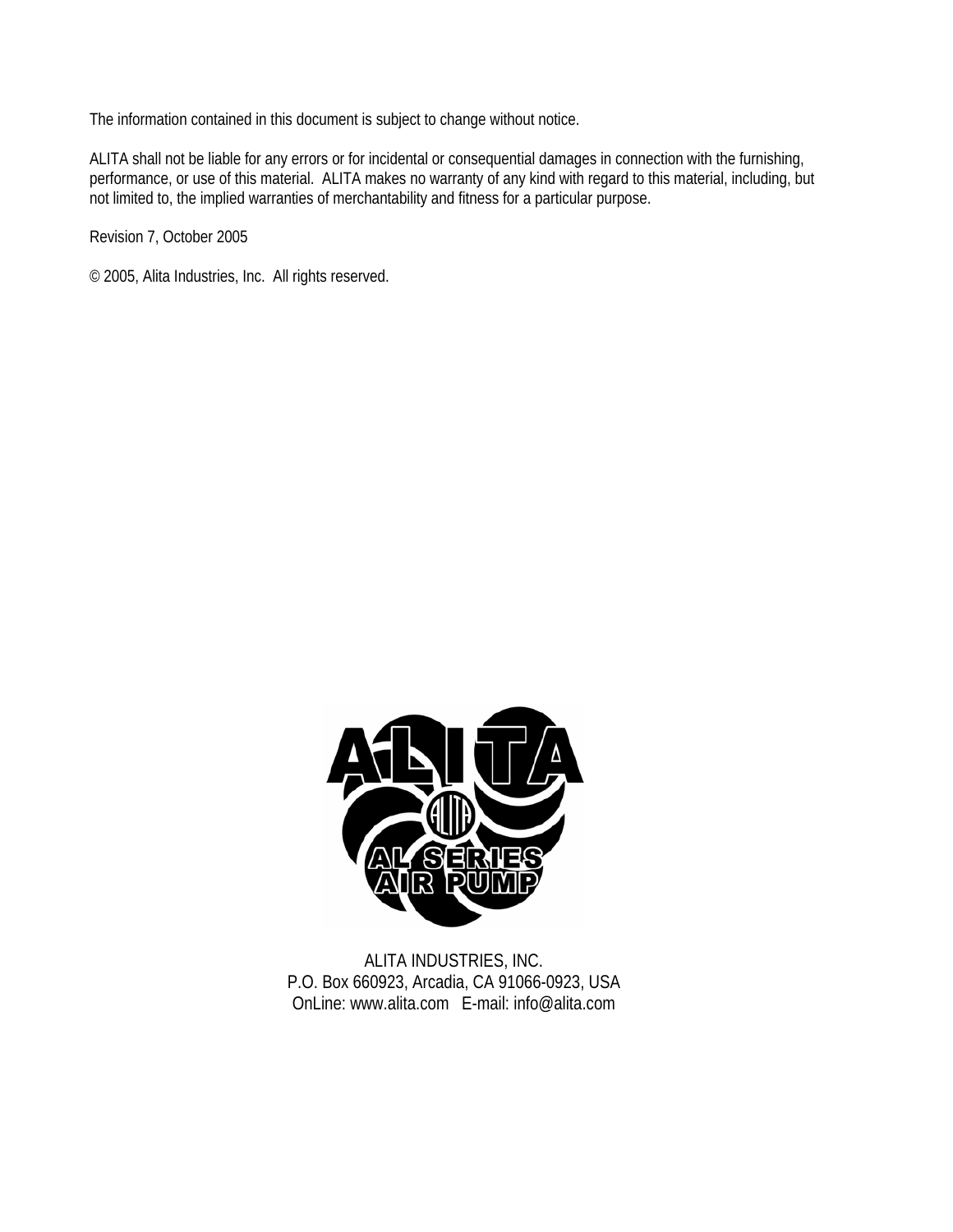The information contained in this document is subject to change without notice.

ALITA shall not be liable for any errors or for incidental or consequential damages in connection with the furnishing, performance, or use of this material. ALITA makes no warranty of any kind with regard to this material, including, but not limited to, the implied warranties of merchantability and fitness for a particular purpose.

Revision 7, October 2005

© 2005, Alita Industries, Inc. All rights reserved.

ALITA INDUSTRIES, INC.
P.O. Box 660923, Arcadia, CA 91066-0923, USA
OnLine: www.alita.com E-mail: info@alita.com